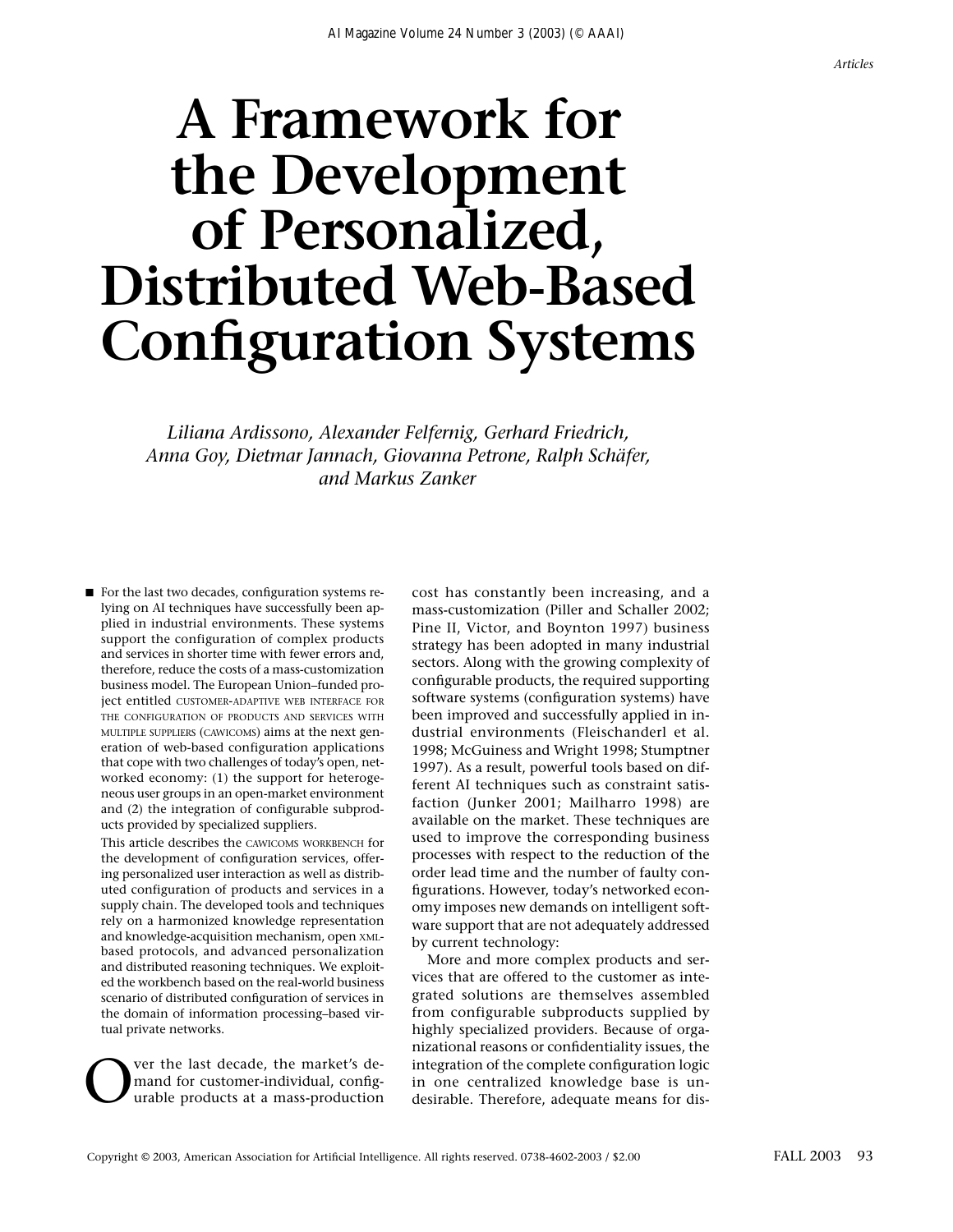# A Framework for the Development of Personalized, Distributed Web-Based Configuration Systems

*Liliana Ardissono, Alexander Felfernig, Gerhard Friedrich, Anna Goy, Dietmar Jannach, Giovanna Petrone, Ralph Schäfer, and Markus Zanker*

■ For the last two decades, configuration systems relying on AI techniques have successfully been applied in industrial environments. These systems support the configuration of complex products and services in shorter time with fewer errors and, therefore, reduce the costs of a mass-customization business model. The European Union–funded project entitled CUSTOMER-ADAPTIVE WEB INTERFACE FOR THE CONFIGURATION OF PRODUCTS AND SERVICES WITH MULTIPLE SUPPLIERS (CAWICOMS) aims at the next generation of web-based configuration applications that cope with two challenges of today's open, networked economy: (1) the support for heterogeneous user groups in an open-market environment and (2) the integration of configurable subproducts provided by specialized suppliers.

This article describes the CAWICOMS WORKBENCH for the development of configuration services, offering personalized user interaction as well as distributed configuration of products and services in a supply chain. The developed tools and techniques rely on a harmonized knowledge representation and knowledge-acquisition mechanism, open XML-based protocols, and advanced personalization and distributed reasoning techniques. We exploited the workbench based on the real-world business scenario of distributed configuration of services in the domain of information processing–based virtual private networks.

Over the last decade, the market's demand for customer-individual, configurable products at a mass-production cost has constantly been increasing, and a mass-customization (Piller and Schaller 2002; Pine II, Victor, and Boynton 1997) business strategy has been adopted in many industrial sectors. Along with the growing complexity of configurable products, the required supporting software systems (configuration systems) have been improved and successfully applied in industrial environments (Fleischanderl et al. 1998; McGuiness and Wright 1998; Stumptner 1997). As a result, powerful tools based on different AI techniques such as constraint satisfaction (Junker 2001; Mailharro 1998) are available on the market. These techniques are used to improve the corresponding business processes with respect to the reduction of the order lead time and the number of faulty configurations. However, today's networked economy imposes new demands on intelligent software support that are not adequately addressed by current technology:

More and more complex products and services that are offered to the customer as integrated solutions are themselves assembled from configurable subproducts supplied by highly specialized providers. Because of organizational reasons or confidentiality issues, the integration of the complete configuration logic in one centralized knowledge base is undesirable. Therefore, adequate means for dis-

Copyright © 2003, American Association for Artificial Intelligence. All rights reserved. 0738-4602-2003 / $2.00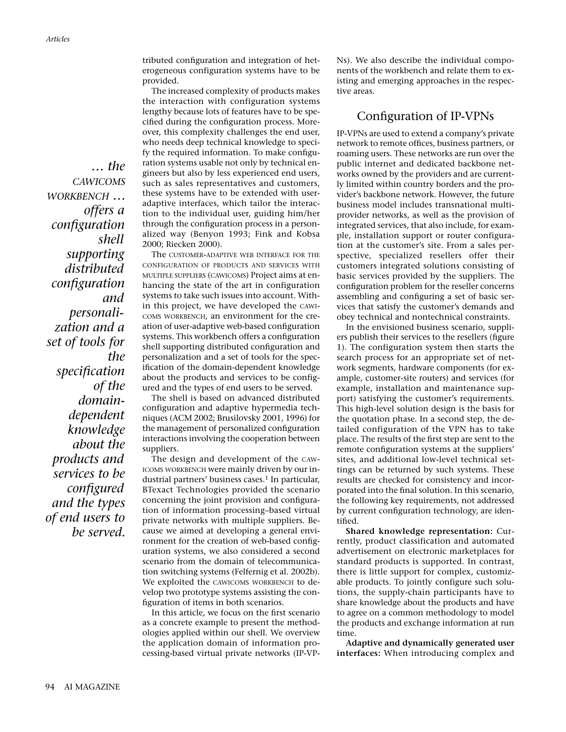tributed configuration and integration of heterogeneous configuration systems have to be provided.

The increased complexity of products makes the interaction with configuration systems lengthy because lots of features have to be specified during the configuration process. Moreover, this complexity challenges the end user, who needs deep technical knowledge to specify the required information. To make configuration systems usable not only by technical engineers but also by less experienced end users, such as sales representatives and customers, these systems have to be extended with user-adaptive interfaces, which tailor the interaction to the individual user, guiding him/her through the configuration process in a personalized way (Benyon 1993; Fink and Kobsa 2000; Riecken 2000).

> *… the CAWICOMS WORKBENCH … offers a configuration shell supporting distributed configuration and personalization and a set of tools for the specification of the domain-dependent knowledge about the products and services to be configured and the types of end users to be served.*

The CUSTOMER-ADAPTIVE WEB INTERFACE FOR THE CONFIGURATION OF PRODUCTS AND SERVICES WITH MULTIPLE SUPPLIERS (CAWICOMS) Project aims at enhancing the state of the art in configuration systems to take such issues into account. Within this project, we have developed the CAWICOMS WORKBENCH, an environment for the creation of user-adaptive web-based configuration systems. This workbench offers a configuration shell supporting distributed configuration and personalization and a set of tools for the specification of the domain-dependent knowledge about the products and services to be configured and the types of end users to be served.

The shell is based on advanced distributed configuration and adaptive hypermedia techniques (ACM 2002; Brusilovsky 2001, 1996) for the management of personalized configuration interactions involving the cooperation between suppliers.

The design and development of the CAWICOMS WORKBENCH were mainly driven by our industrial partners' business cases.[1] In particular, BTexact Technologies provided the scenario concerning the joint provision and configuration of information processing–based virtual private networks with multiple suppliers. Because we aimed at developing a general environment for the creation of web-based configuration systems, we also considered a second scenario from the domain of telecommunication switching systems (Felfernig et al. 2002b). We exploited the CAWICOMS WORKBENCH to develop two prototype systems assisting the configuration of items in both scenarios.

In this article, we focus on the first scenario as a concrete example to present the methodologies applied within our shell. We overview the application domain of information processing-based virtual private networks (IP-VPNs). We also describe the individual components of the workbench and relate them to existing and emerging approaches in the respective areas.

## Configuration of IP-VPNs

IP-VPNs are used to extend a company's private network to remote offices, business partners, or roaming users. These networks are run over the public internet and dedicated backbone networks owned by the providers and are currently limited within country borders and the provider's backbone network. However, the future business model includes transnational multiprovider networks, as well as the provision of integrated services, that also include, for example, installation support or router configuration at the customer's site. From a sales perspective, specialized resellers offer their customers integrated solutions consisting of basic services provided by the suppliers. The configuration problem for the reseller concerns assembling and configuring a set of basic services that satisfy the customer's demands and obey technical and nontechnical constraints.

In the envisioned business scenario, suppliers publish their services to the resellers (figure 1). The configuration system then starts the search process for an appropriate set of network segments, hardware components (for example, customer-site routers) and services (for example, installation and maintenance support) satisfying the customer's requirements. This high-level solution design is the basis for the quotation phase. In a second step, the detailed configuration of the VPN has to take place. The results of the first step are sent to the remote configuration systems at the suppliers' sites, and additional low-level technical settings can be returned by such systems. These results are checked for consistency and incorporated into the final solution. In this scenario, the following key requirements, not addressed by current configuration technology, are identified.

**Shared knowledge representation:** Currently, product classification and automated advertisement on electronic marketplaces for standard products is supported. In contrast, there is little support for complex, customizable products. To jointly configure such solutions, the supply-chain participants have to share knowledge about the products and have to agree on a common methodology to model the products and exchange information at run time.

**Adaptive and dynamically generated user interfaces:** When introducing complex and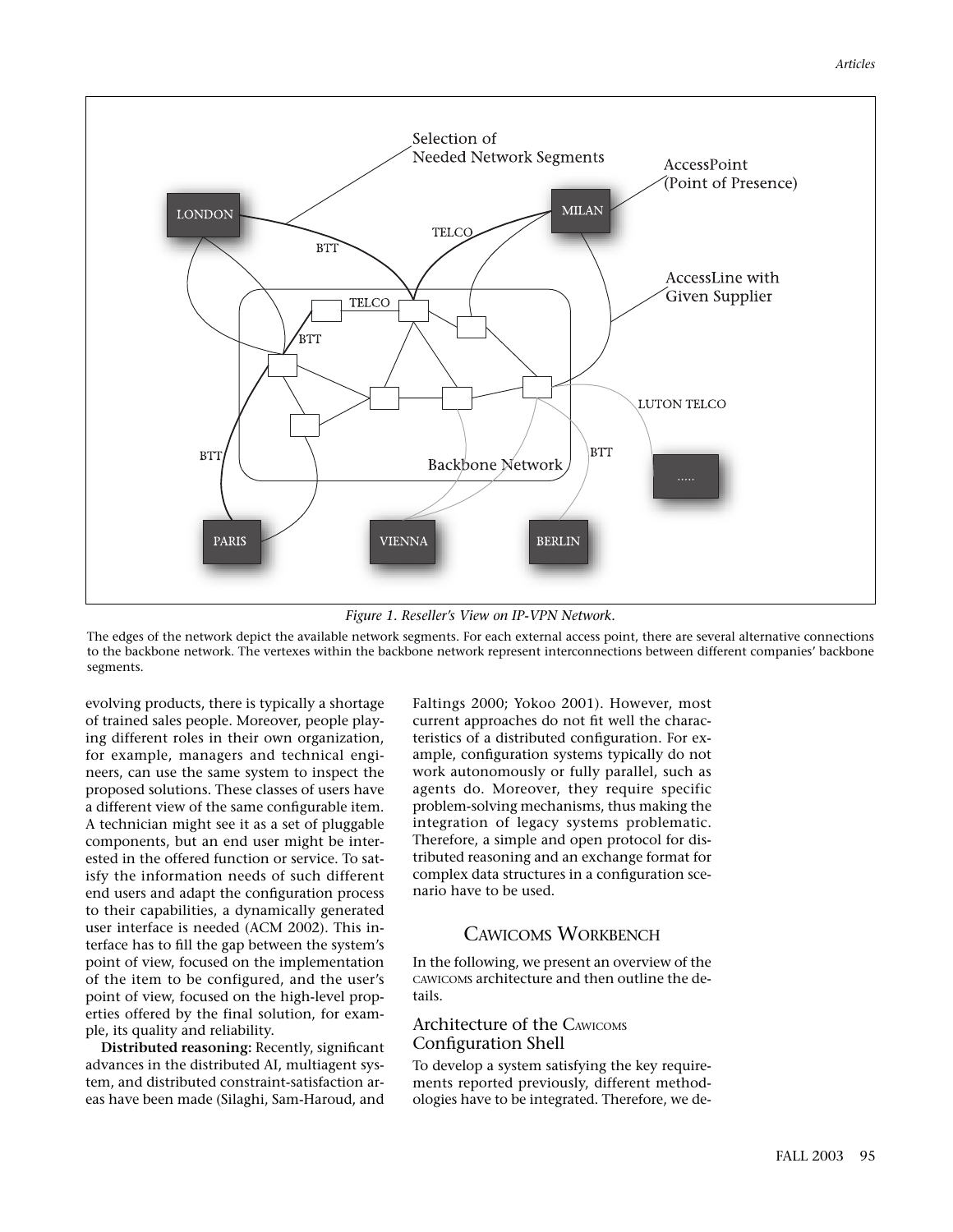*Figure 1. Reseller's View on IP-VPN Network.*

The edges of the network depict the available network segments. For each external access point, there are several alternative connections to the backbone network. The vertexes within the backbone network represent interconnections between different companies' backbone segments.

evolving products, there is typically a shortage of trained sales people. Moreover, people playing different roles in their own organization, for example, managers and technical engineers, can use the same system to inspect the proposed solutions. These classes of users have a different view of the same configurable item. A technician might see it as a set of pluggable components, but an end user might be interested in the offered function or service. To satisfy the information needs of such different end users and adapt the configuration process to their capabilities, a dynamically generated user interface is needed (ACM 2002). This interface has to fill the gap between the system's point of view, focused on the implementation of the item to be configured, and the user's point of view, focused on the high-level properties offered by the final solution, for example, its quality and reliability.

**Distributed reasoning:** Recently, significant advances in the distributed AI, multiagent system, and distributed constraint-satisfaction areas have been made (Silaghi, Sam-Haroud, and Faltings 2000; Yokoo 2001). However, most current approaches do not fit well the characteristics of a distributed configuration. For example, configuration systems typically do not work autonomously or fully parallel, such as agents do. Moreover, they require specific problem-solving mechanisms, thus making the integration of legacy systems problematic. Therefore, a simple and open protocol for distributed reasoning and an exchange format for complex data structures in a configuration scenario have to be used.

## CAWICOMS Workbench

In the following, we present an overview of the CAWICOMS architecture and then outline the details.

### Architecture of the CAWICOMS Configuration Shell

To develop a system satisfying the key requirements reported previously, different methodologies have to be integrated. Therefore, we de-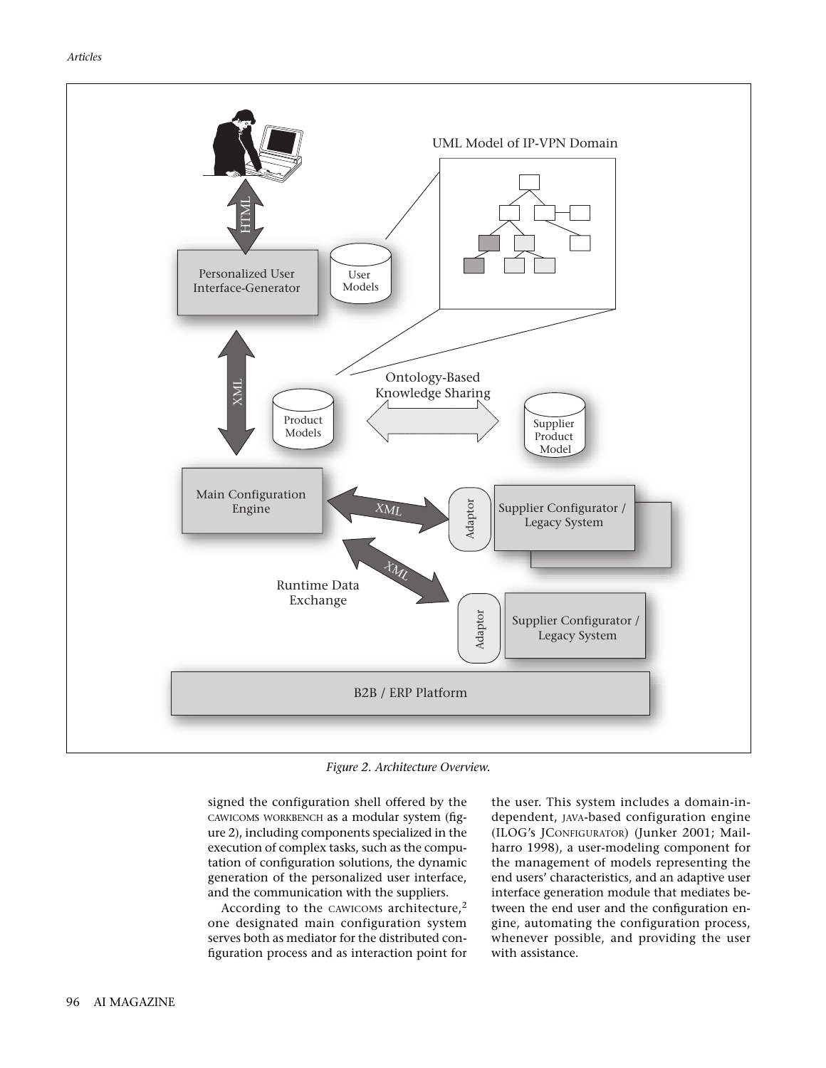Figure 2. Architecture Overview.

signed the configuration shell offered by the CAWICOMS WORKBENCH as a modular system (figure 2), including components specialized in the execution of complex tasks, such as the computation of configuration solutions, the dynamic generation of the personalized user interface, and the communication with the suppliers.

According to the CAWICOMS architecture,[2] one designated main configuration system serves both as mediator for the distributed configuration process and as interaction point for the user. This system includes a domain-independent, JAVA-based configuration engine (ILOG's JCONFIGURATOR) (Junker 2001; Mailharro 1998), a user-modeling component for the management of models representing the end users' characteristics, and an adaptive user interface generation module that mediates between the end user and the configuration engine, automating the configuration process, whenever possible, and providing the user with assistance.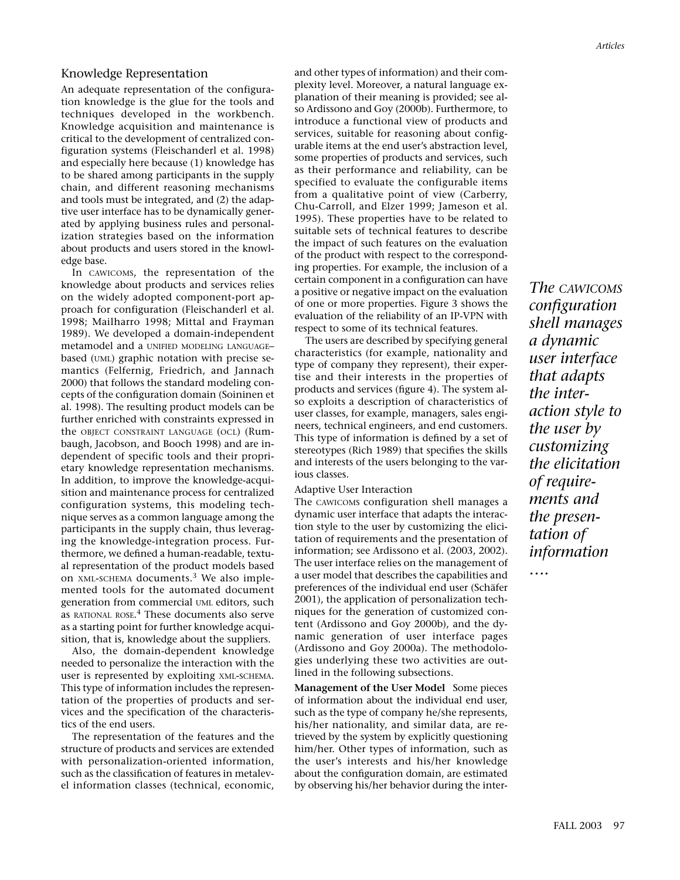## Knowledge Representation

An adequate representation of the configuration knowledge is the glue for the tools and techniques developed in the workbench. Knowledge acquisition and maintenance is critical to the development of centralized configuration systems (Fleischanderl et al. 1998) and especially here because (1) knowledge has to be shared among participants in the supply chain, and different reasoning mechanisms and tools must be integrated, and (2) the adaptive user interface has to be dynamically generated by applying business rules and personalization strategies based on the information about products and users stored in the knowledge base.

In CAWICOMS, the representation of the knowledge about products and services relies on the widely adopted component-port approach for configuration (Fleischanderl et al. 1998; Mailharro 1998; Mittal and Frayman 1989). We developed a domain-independent metamodel and a UNIFIED MODELING LANGUAGE–based (UML) graphic notation with precise semantics (Felfernig, Friedrich, and Jannach 2000) that follows the standard modeling concepts of the configuration domain (Soininen et al. 1998). The resulting product models can be further enriched with constraints expressed in the OBJECT CONSTRAINT LANGUAGE (OCL) (Rumbaugh, Jacobson, and Booch 1998) and are independent of specific tools and their proprietary knowledge representation mechanisms. In addition, to improve the knowledge-acquisition and maintenance process for centralized configuration systems, this modeling technique serves as a common language among the participants in the supply chain, thus leveraging the knowledge-integration process. Furthermore, we defined a human-readable, textual representation of the product models based on XML-SCHEMA documents.[3] We also implemented tools for the automated document generation from commercial UML editors, such as RATIONAL ROSE.[4] These documents also serve as a starting point for further knowledge acquisition, that is, knowledge about the suppliers.

Also, the domain-dependent knowledge needed to personalize the interaction with the user is represented by exploiting XML-SCHEMA. This type of information includes the representation of the properties of products and services and the specification of the characteristics of the end users.

The representation of the features and the structure of products and services are extended with personalization-oriented information, such as the classification of features in metalevel information classes (technical, economic, and other types of information) and their complexity level. Moreover, a natural language explanation of their meaning is provided; see also Ardissono and Goy (2000b). Furthermore, to introduce a functional view of products and services, suitable for reasoning about configurable items at the end user's abstraction level, some properties of products and services, such as their performance and reliability, can be specified to evaluate the configurable items from a qualitative point of view (Carberry, Chu-Carroll, and Elzer 1999; Jameson et al. 1995). These properties have to be related to suitable sets of technical features to describe the impact of such features on the evaluation of the product with respect to the corresponding properties. For example, the inclusion of a certain component in a configuration can have a positive or negative impact on the evaluation of one or more properties. Figure 3 shows the evaluation of the reliability of an IP-VPN with respect to some of its technical features.

The users are described by specifying general characteristics (for example, nationality and type of company they represent), their expertise and their interests in the properties of products and services (figure 4). The system also exploits a description of characteristics of user classes, for example, managers, sales engineers, technical engineers, and end customers. This type of information is defined by a set of stereotypes (Rich 1989) that specifies the skills and interests of the users belonging to the various classes.

### Adaptive User Interaction

The CAWICOMS configuration shell manages a dynamic user interface that adapts the interaction style to the user by customizing the elicitation of requirements and the presentation of information; see Ardissono et al. (2003, 2002). The user interface relies on the management of a user model that describes the capabilities and preferences of the individual end user (Schäfer 2001), the application of personalization techniques for the generation of customized content (Ardissono and Goy 2000b), and the dynamic generation of user interface pages (Ardissono and Goy 2000a). The methodologies underlying these two activities are outlined in the following subsections.

**Management of the User Model** Some pieces of information about the individual end user, such as the type of company he/she represents, his/her nationality, and similar data, are retrieved by the system by explicitly questioning him/her. Other types of information, such as the user's interests and his/her knowledge about the configuration domain, are estimated by observing his/her behavior during the inter-

*The CAWICOMS configuration shell manages a dynamic user interface that adapts the interaction style to the user by customizing the elicitation of requirements and the presentation of information ….*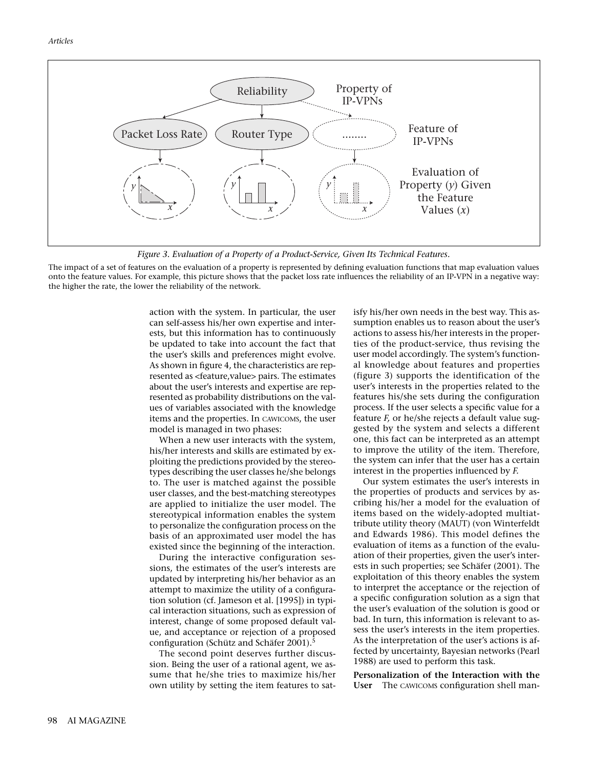*Figure 3. Evaluation of a Property of a Product-Service, Given Its Technical Features.*

The impact of a set of features on the evaluation of a property is represented by defining evaluation functions that map evaluation values onto the feature values. For example, this picture shows that the packet loss rate influences the reliability of an IP-VPN in a negative way: the higher the rate, the lower the reliability of the network.

action with the system. In particular, the user can self-assess his/her own expertise and interests, but this information has to continuously be updated to take into account the fact that the user's skills and preferences might evolve. As shown in figure 4, the characteristics are represented as <feature,value> pairs. The estimates about the user's interests and expertise are represented as probability distributions on the values of variables associated with the knowledge items and the properties. In CAWICOMS, the user model is managed in two phases:

When a new user interacts with the system, his/her interests and skills are estimated by exploiting the predictions provided by the stereotypes describing the user classes he/she belongs to. The user is matched against the possible user classes, and the best-matching stereotypes are applied to initialize the user model. The stereotypical information enables the system to personalize the configuration process on the basis of an approximated user model the has existed since the beginning of the interaction.

During the interactive configuration sessions, the estimates of the user's interests are updated by interpreting his/her behavior as an attempt to maximize the utility of a configuration solution (cf. Jameson et al. [1995]) in typical interaction situations, such as expression of interest, change of some proposed default value, and acceptance or rejection of a proposed configuration (Schütz and Schäfer 2001).[5]

The second point deserves further discussion. Being the user of a rational agent, we assume that he/she tries to maximize his/her own utility by setting the item features to satisfy his/her own needs in the best way. This assumption enables us to reason about the user's actions to assess his/her interests in the properties of the product-service, thus revising the user model accordingly. The system's functional knowledge about features and properties (figure 3) supports the identification of the user's interests in the properties related to the features his/she sets during the configuration process. If the user selects a specific value for a feature *F,* or he/she rejects a default value suggested by the system and selects a different one, this fact can be interpreted as an attempt to improve the utility of the item. Therefore, the system can infer that the user has a certain interest in the properties influenced by *F.*

Our system estimates the user's interests in the properties of products and services by ascribing his/her a model for the evaluation of items based on the widely-adopted multiattribute utility theory (MAUT) (von Winterfeldt and Edwards 1986). This model defines the evaluation of items as a function of the evaluation of their properties, given the user's interests in such properties; see Schäfer (2001). The exploitation of this theory enables the system to interpret the acceptance or the rejection of a specific configuration solution as a sign that the user's evaluation of the solution is good or bad. In turn, this information is relevant to assess the user's interests in the item properties. As the interpretation of the user's actions is affected by uncertainty, Bayesian networks (Pearl 1988) are used to perform this task.

**Personalization of the Interaction with the User** The CAWICOMS configuration shell man-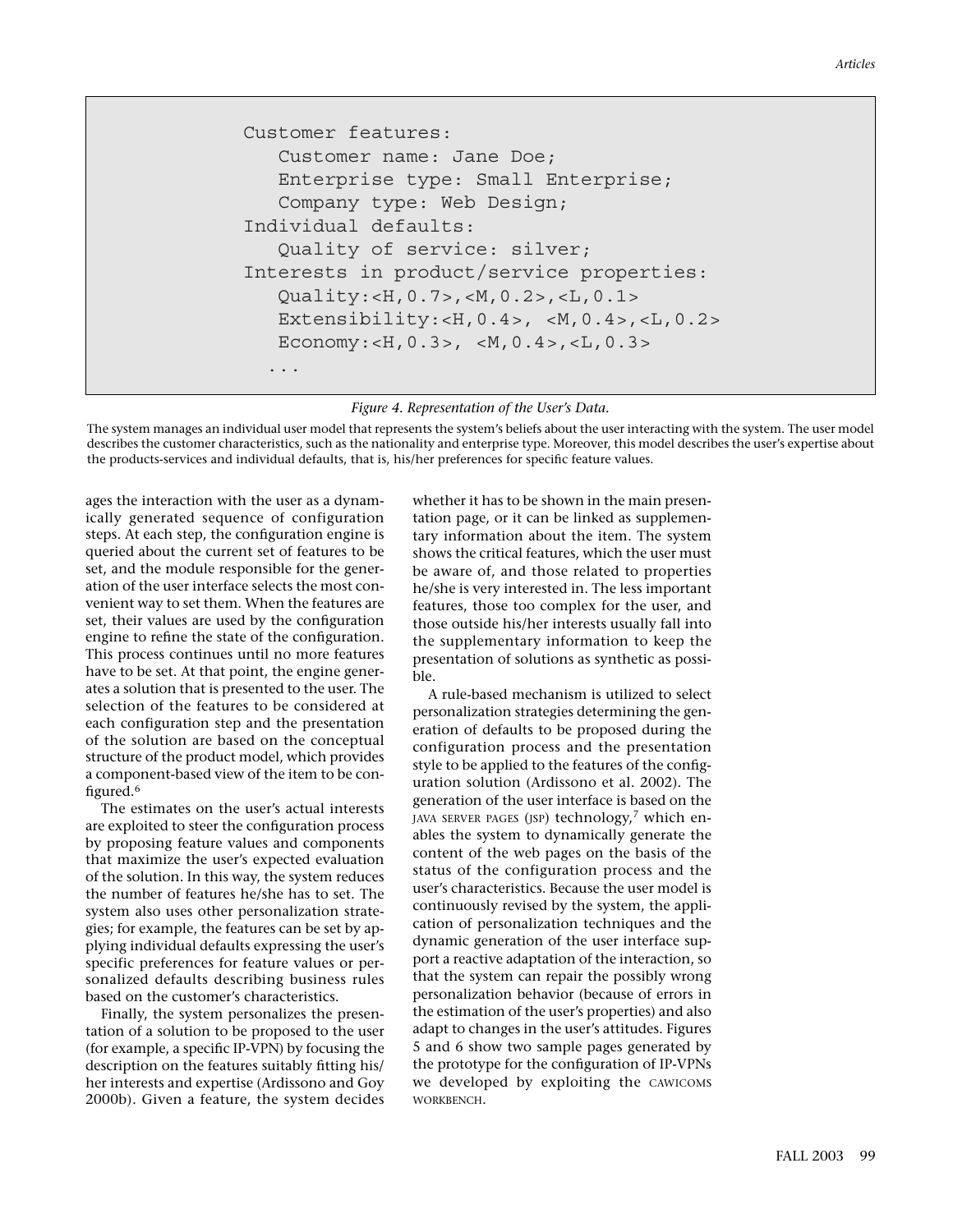```
Customer features:
   Customer name: Jane Doe;
   Enterprise type: Small Enterprise;
   Company type: Web Design;
Individual defaults:
   Quality of service: silver;
Interests in product/service properties:
   Quality:<H,0.7>,<M,0.2>,<L,0.1>
   Extensibility:<H,0.4>, <M,0.4>,<L,0.2>
   Economy:<H,0.3>, <M,0.4>,<L,0.3>
  ...
```

*Figure 4. Representation of the User's Data.*

The system manages an individual user model that represents the system's beliefs about the user interacting with the system. The user model describes the customer characteristics, such as the nationality and enterprise type. Moreover, this model describes the user's expertise about the products-services and individual defaults, that is, his/her preferences for specific feature values.

ages the interaction with the user as a dynamically generated sequence of configuration steps. At each step, the configuration engine is queried about the current set of features to be set, and the module responsible for the generation of the user interface selects the most convenient way to set them. When the features are set, their values are used by the configuration engine to refine the state of the configuration. This process continues until no more features have to be set. At that point, the engine generates a solution that is presented to the user. The selection of the features to be considered at each configuration step and the presentation of the solution are based on the conceptual structure of the product model, which provides a component-based view of the item to be configured.[6]

The estimates on the user's actual interests are exploited to steer the configuration process by proposing feature values and components that maximize the user's expected evaluation of the solution. In this way, the system reduces the number of features he/she has to set. The system also uses other personalization strategies; for example, the features can be set by applying individual defaults expressing the user's specific preferences for feature values or personalized defaults describing business rules based on the customer's characteristics.

Finally, the system personalizes the presentation of a solution to be proposed to the user (for example, a specific IP-VPN) by focusing the description on the features suitably fitting his/her interests and expertise (Ardissono and Goy 2000b). Given a feature, the system decides whether it has to be shown in the main presentation page, or it can be linked as supplementary information about the item. The system shows the critical features, which the user must be aware of, and those related to properties he/she is very interested in. The less important features, those too complex for the user, and those outside his/her interests usually fall into the supplementary information to keep the presentation of solutions as synthetic as possible.

A rule-based mechanism is utilized to select personalization strategies determining the generation of defaults to be proposed during the configuration process and the presentation style to be applied to the features of the configuration solution (Ardissono et al. 2002). The generation of the user interface is based on the JAVA SERVER PAGES (JSP) technology,[7] which enables the system to dynamically generate the content of the web pages on the basis of the status of the configuration process and the user's characteristics. Because the user model is continuously revised by the system, the application of personalization techniques and the dynamic generation of the user interface support a reactive adaptation of the interaction, so that the system can repair the possibly wrong personalization behavior (because of errors in the estimation of the user's properties) and also adapt to changes in the user's attitudes. Figures 5 and 6 show two sample pages generated by the prototype for the configuration of IP-VPNs we developed by exploiting the CAWICOMS WORKBENCH.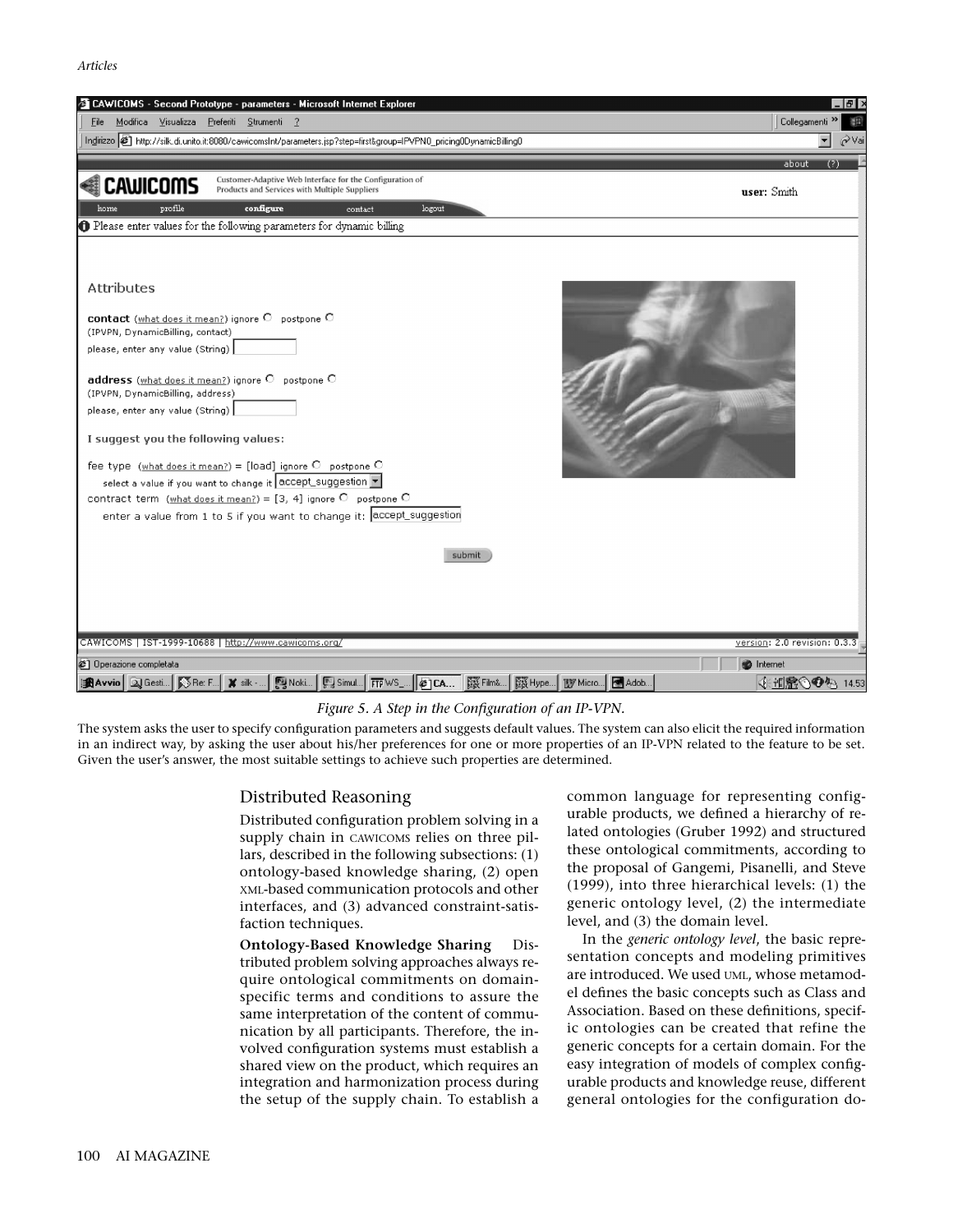*Figure 5. A Step in the Configuration of an IP-VPN.*

The system asks the user to specify configuration parameters and suggests default values. The system can also elicit the required information in an indirect way, by asking the user about his/her preferences for one or more properties of an IP-VPN related to the feature to be set. Given the user's answer, the most suitable settings to achieve such properties are determined.

## Distributed Reasoning

Distributed configuration problem solving in a supply chain in CAWICOMS relies on three pillars, described in the following subsections: (1) ontology-based knowledge sharing, (2) open XML-based communication protocols and other interfaces, and (3) advanced constraint-satisfaction techniques.

**Ontology-Based Knowledge Sharing** Distributed problem solving approaches always require ontological commitments on domain-specific terms and conditions to assure the same interpretation of the content of communication by all participants. Therefore, the involved configuration systems must establish a shared view on the product, which requires an integration and harmonization process during the setup of the supply chain. To establish a common language for representing configurable products, we defined a hierarchy of related ontologies (Gruber 1992) and structured these ontological commitments, according to the proposal of Gangemi, Pisanelli, and Steve (1999), into three hierarchical levels: (1) the generic ontology level, (2) the intermediate level, and (3) the domain level.

In the *generic ontology level*, the basic representation concepts and modeling primitives are introduced. We used UML, whose metamodel defines the basic concepts such as Class and Association. Based on these definitions, specific ontologies can be created that refine the generic concepts for a certain domain. For the easy integration of models of complex configurable products and knowledge reuse, different general ontologies for the configuration do-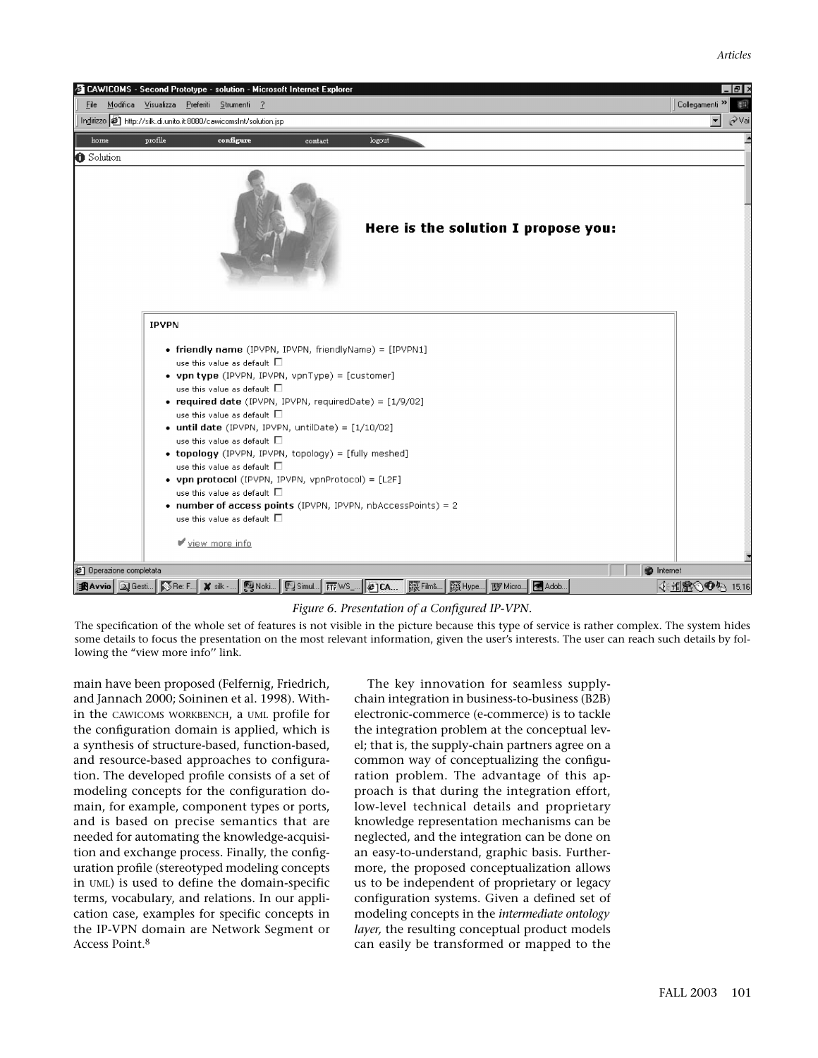*Figure 6. Presentation of a Configured IP-VPN.*

The specification of the whole set of features is not visible in the picture because this type of service is rather complex. The system hides some details to focus the presentation on the most relevant information, given the user's interests. The user can reach such details by following the "view more info" link.

main have been proposed (Felfernig, Friedrich, and Jannach 2000; Soininen et al. 1998). Within the CAWICOMS WORKBENCH, a UML profile for the configuration domain is applied, which is a synthesis of structure-based, function-based, and resource-based approaches to configuration. The developed profile consists of a set of modeling concepts for the configuration domain, for example, component types or ports, and is based on precise semantics that are needed for automating the knowledge-acquisition and exchange process. Finally, the configuration profile (stereotyped modeling concepts in UML) is used to define the domain-specific terms, vocabulary, and relations. In our application case, examples for specific concepts in the IP-VPN domain are Network Segment or Access Point.[8]

The key innovation for seamless supply-chain integration in business-to-business (B2B) electronic-commerce (e-commerce) is to tackle the integration problem at the conceptual level; that is, the supply-chain partners agree on a common way of conceptualizing the configuration problem. The advantage of this approach is that during the integration effort, low-level technical details and proprietary knowledge representation mechanisms can be neglected, and the integration can be done on an easy-to-understand, graphic basis. Furthermore, the proposed conceptualization allows us to be independent of proprietary or legacy configuration systems. Given a defined set of modeling concepts in the *intermediate ontology layer,* the resulting conceptual product models can easily be transformed or mapped to the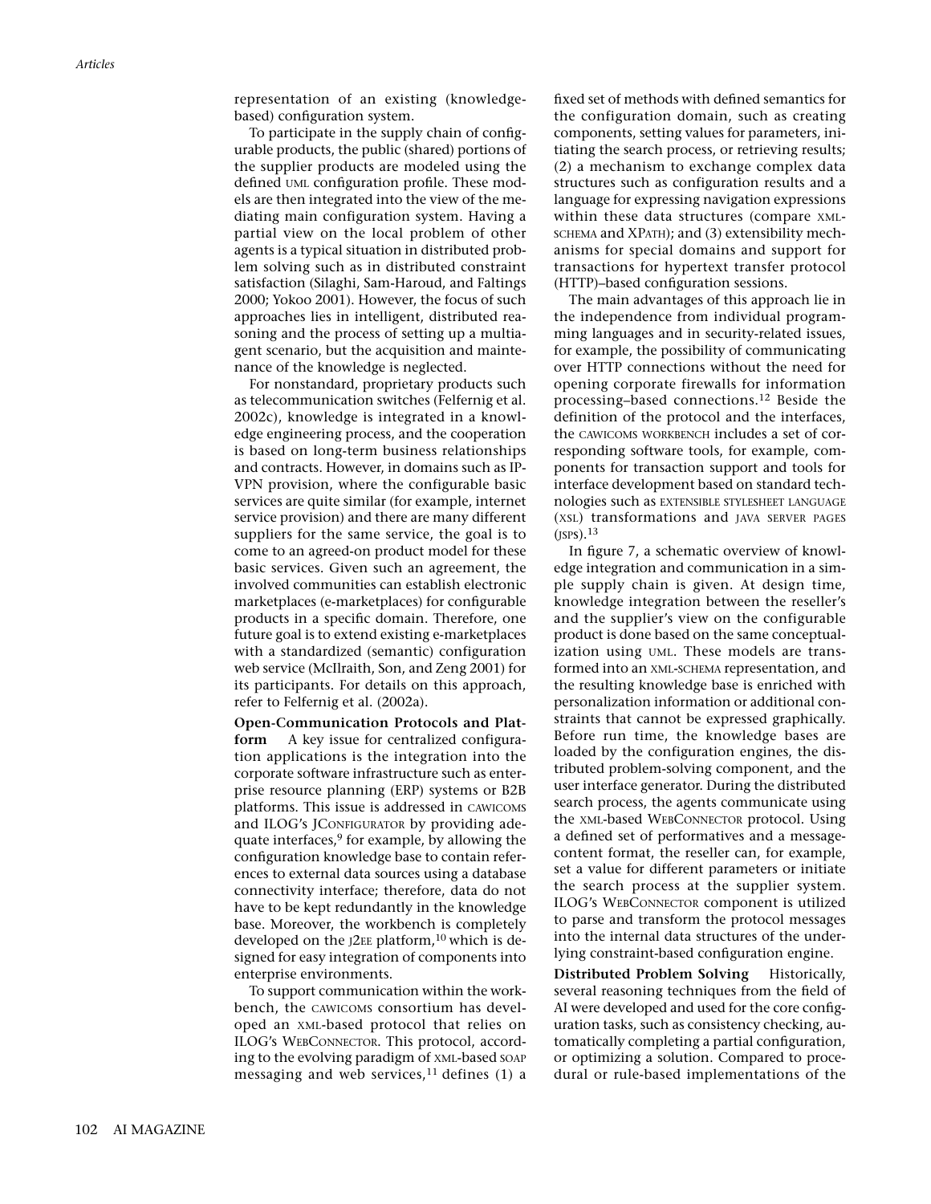representation of an existing (knowledge-based) configuration system.

To participate in the supply chain of configurable products, the public (shared) portions of the supplier products are modeled using the defined UML configuration profile. These models are then integrated into the view of the mediating main configuration system. Having a partial view on the local problem of other agents is a typical situation in distributed problem solving such as in distributed constraint satisfaction (Silaghi, Sam-Haroud, and Faltings 2000; Yokoo 2001). However, the focus of such approaches lies in intelligent, distributed reasoning and the process of setting up a multiagent scenario, but the acquisition and maintenance of the knowledge is neglected.

For nonstandard, proprietary products such as telecommunication switches (Felfernig et al. 2002c), knowledge is integrated in a knowledge engineering process, and the cooperation is based on long-term business relationships and contracts. However, in domains such as IP-VPN provision, where the configurable basic services are quite similar (for example, internet service provision) and there are many different suppliers for the same service, the goal is to come to an agreed-on product model for these basic services. Given such an agreement, the involved communities can establish electronic marketplaces (e-marketplaces) for configurable products in a specific domain. Therefore, one future goal is to extend existing e-marketplaces with a standardized (semantic) configuration web service (McIlraith, Son, and Zeng 2001) for its participants. For details on this approach, refer to Felfernig et al. (2002a).

**Open-Communication Protocols and Platform** A key issue for centralized configuration applications is the integration into the corporate software infrastructure such as enterprise resource planning (ERP) systems or B2B platforms. This issue is addressed in CAWICOMS and ILOG's JCONFIGURATOR by providing adequate interfaces,[9] for example, by allowing the configuration knowledge base to contain references to external data sources using a database connectivity interface; therefore, data do not have to be kept redundantly in the knowledge base. Moreover, the workbench is completely developed on the J2EE platform,[10] which is designed for easy integration of components into enterprise environments.

To support communication within the workbench, the CAWICOMS consortium has developed an XML-based protocol that relies on ILOG's WEBCONNECTOR. This protocol, according to the evolving paradigm of XML-based SOAP messaging and web services,[11] defines (1) a fixed set of methods with defined semantics for the configuration domain, such as creating components, setting values for parameters, initiating the search process, or retrieving results; (2) a mechanism to exchange complex data structures such as configuration results and a language for expressing navigation expressions within these data structures (compare XML-SCHEMA and XPATH); and (3) extensibility mechanisms for special domains and support for transactions for hypertext transfer protocol (HTTP)–based configuration sessions.

The main advantages of this approach lie in the independence from individual programming languages and in security-related issues, for example, the possibility of communicating over HTTP connections without the need for opening corporate firewalls for information processing–based connections.[12] Beside the definition of the protocol and the interfaces, the CAWICOMS WORKBENCH includes a set of corresponding software tools, for example, components for transaction support and tools for interface development based on standard technologies such as EXTENSIBLE STYLESHEET LANGUAGE (XSL) transformations and JAVA SERVER PAGES (JSPS).[13]

In figure 7, a schematic overview of knowledge integration and communication in a simple supply chain is given. At design time, knowledge integration between the reseller's and the supplier's view on the configurable product is done based on the same conceptualization using UML. These models are transformed into an XML-SCHEMA representation, and the resulting knowledge base is enriched with personalization information or additional constraints that cannot be expressed graphically. Before run time, the knowledge bases are loaded by the configuration engines, the distributed problem-solving component, and the user interface generator. During the distributed search process, the agents communicate using the XML-based WEBCONNECTOR protocol. Using a defined set of performatives and a message-content format, the reseller can, for example, set a value for different parameters or initiate the search process at the supplier system. ILOG's WEBCONNECTOR component is utilized to parse and transform the protocol messages into the internal data structures of the underlying constraint-based configuration engine.

**Distributed Problem Solving** Historically, several reasoning techniques from the field of AI were developed and used for the core configuration tasks, such as consistency checking, automatically completing a partial configuration, or optimizing a solution. Compared to procedural or rule-based implementations of the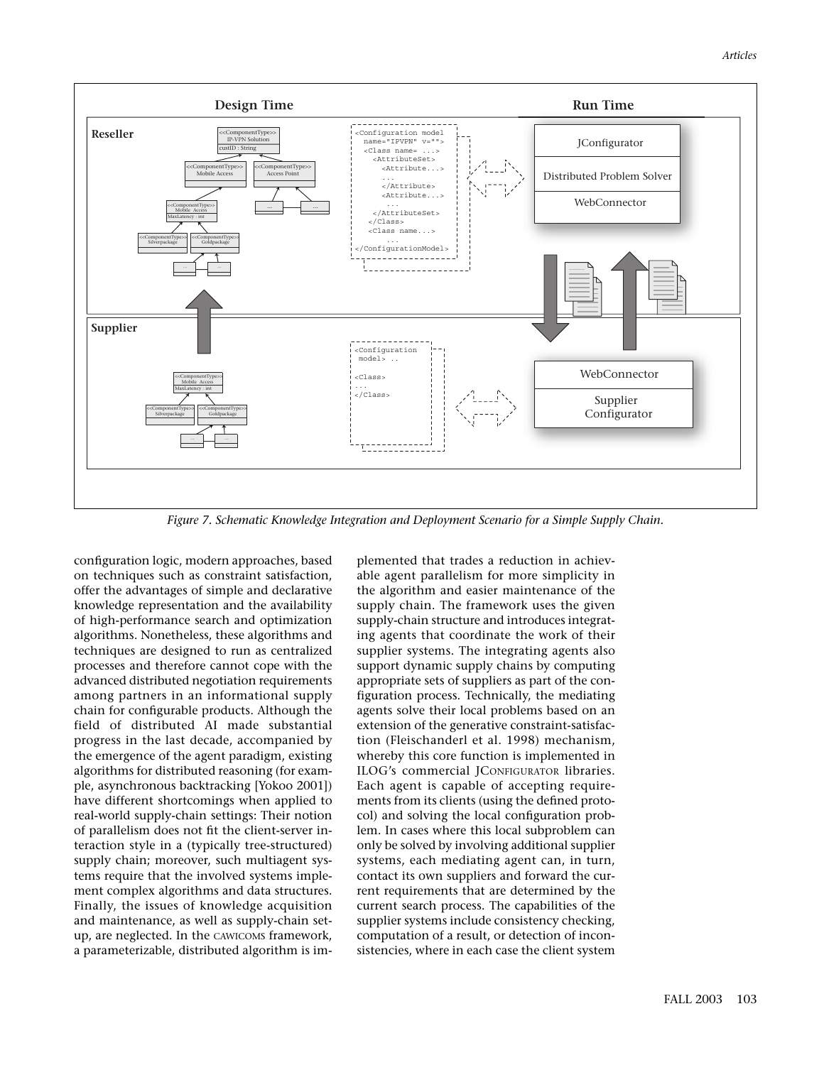*Figure 7. Schematic Knowledge Integration and Deployment Scenario for a Simple Supply Chain.*

configuration logic, modern approaches, based on techniques such as constraint satisfaction, offer the advantages of simple and declarative knowledge representation and the availability of high-performance search and optimization algorithms. Nonetheless, these algorithms and techniques are designed to run as centralized processes and therefore cannot cope with the advanced distributed negotiation requirements among partners in an informational supply chain for configurable products. Although the field of distributed AI made substantial progress in the last decade, accompanied by the emergence of the agent paradigm, existing algorithms for distributed reasoning (for example, asynchronous backtracking [Yokoo 2001]) have different shortcomings when applied to real-world supply-chain settings: Their notion of parallelism does not fit the client-server interaction style in a (typically tree-structured) supply chain; moreover, such multiagent systems require that the involved systems implement complex algorithms and data structures. Finally, the issues of knowledge acquisition and maintenance, as well as supply-chain setup, are neglected. In the CAWICOMS framework, a parameterizable, distributed algorithm is implemented that trades a reduction in achievable agent parallelism for more simplicity in the algorithm and easier maintenance of the supply chain. The framework uses the given supply-chain structure and introduces integrating agents that coordinate the work of their supplier systems. The integrating agents also support dynamic supply chains by computing appropriate sets of suppliers as part of the configuration process. Technically, the mediating agents solve their local problems based on an extension of the generative constraint-satisfaction (Fleischanderl et al. 1998) mechanism, whereby this core function is implemented in ILOG's commercial JCONFIGURATOR libraries. Each agent is capable of accepting requirements from its clients (using the defined protocol) and solving the local configuration problem. In cases where this local subproblem can only be solved by involving additional supplier systems, each mediating agent can, in turn, contact its own suppliers and forward the current requirements that are determined by the current search process. The capabilities of the supplier systems include consistency checking, computation of a result, or detection of inconsistencies, where in each case the client system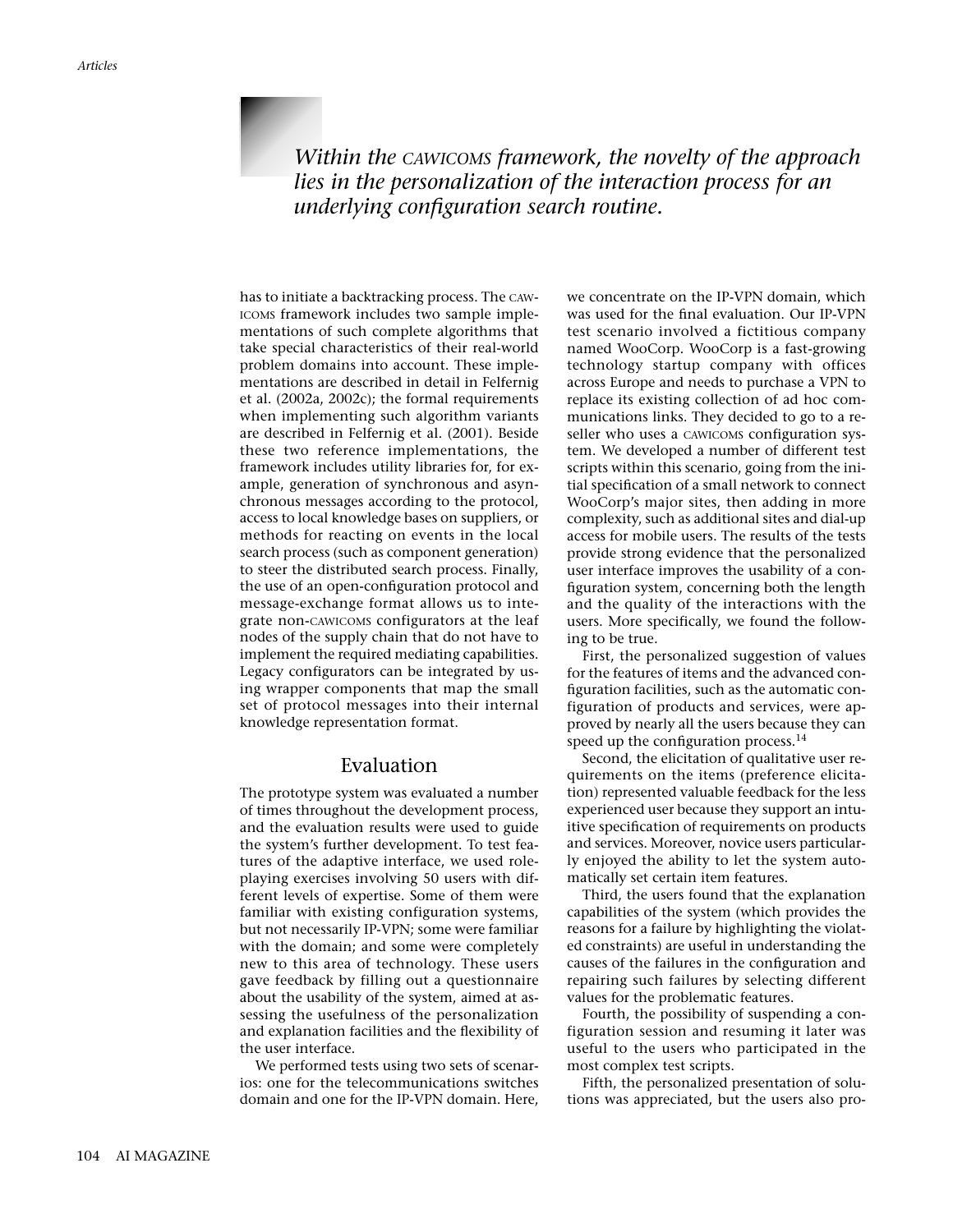*Within the CAWICOMS framework, the novelty of the approach lies in the personalization of the interaction process for an underlying configuration search routine.*

has to initiate a backtracking process. The CAWICOMS framework includes two sample implementations of such complete algorithms that take special characteristics of their real-world problem domains into account. These implementations are described in detail in Felfernig et al. (2002a, 2002c); the formal requirements when implementing such algorithm variants are described in Felfernig et al. (2001). Beside these two reference implementations, the framework includes utility libraries for, for example, generation of synchronous and asynchronous messages according to the protocol, access to local knowledge bases on suppliers, or methods for reacting on events in the local search process (such as component generation) to steer the distributed search process. Finally, the use of an open-configuration protocol and message-exchange format allows us to integrate non-CAWICOMS configurators at the leaf nodes of the supply chain that do not have to implement the required mediating capabilities. Legacy configurators can be integrated by using wrapper components that map the small set of protocol messages into their internal knowledge representation format.

## Evaluation

The prototype system was evaluated a number of times throughout the development process, and the evaluation results were used to guide the system's further development. To test features of the adaptive interface, we used role-playing exercises involving 50 users with different levels of expertise. Some of them were familiar with existing configuration systems, but not necessarily IP-VPN; some were familiar with the domain; and some were completely new to this area of technology. These users gave feedback by filling out a questionnaire about the usability of the system, aimed at assessing the usefulness of the personalization and explanation facilities and the flexibility of the user interface.

We performed tests using two sets of scenarios: one for the telecommunications switches domain and one for the IP-VPN domain. Here, we concentrate on the IP-VPN domain, which was used for the final evaluation. Our IP-VPN test scenario involved a fictitious company named WooCorp. WooCorp is a fast-growing technology startup company with offices across Europe and needs to purchase a VPN to replace its existing collection of ad hoc communications links. They decided to go to a reseller who uses a CAWICOMS configuration system. We developed a number of different test scripts within this scenario, going from the initial specification of a small network to connect WooCorp's major sites, then adding in more complexity, such as additional sites and dial-up access for mobile users. The results of the tests provide strong evidence that the personalized user interface improves the usability of a configuration system, concerning both the length and the quality of the interactions with the users. More specifically, we found the following to be true.

First, the personalized suggestion of values for the features of items and the advanced configuration facilities, such as the automatic configuration of products and services, were approved by nearly all the users because they can speed up the configuration process.[14]

Second, the elicitation of qualitative user requirements on the items (preference elicitation) represented valuable feedback for the less experienced user because they support an intuitive specification of requirements on products and services. Moreover, novice users particularly enjoyed the ability to let the system automatically set certain item features.

Third, the users found that the explanation capabilities of the system (which provides the reasons for a failure by highlighting the violated constraints) are useful in understanding the causes of the failures in the configuration and repairing such failures by selecting different values for the problematic features.

Fourth, the possibility of suspending a configuration session and resuming it later was useful to the users who participated in the most complex test scripts.

Fifth, the personalized presentation of solutions was appreciated, but the users also pro-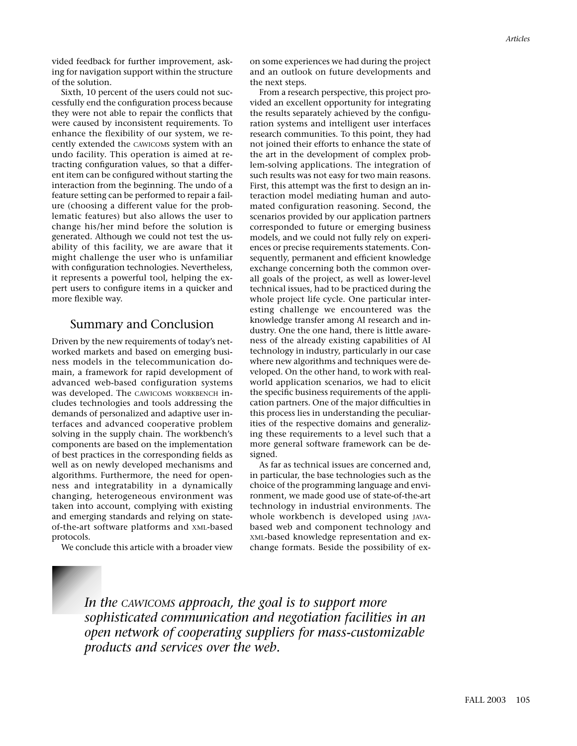vided feedback for further improvement, asking for navigation support within the structure of the solution.

Sixth, 10 percent of the users could not successfully end the configuration process because they were not able to repair the conflicts that were caused by inconsistent requirements. To enhance the flexibility of our system, we recently extended the CAWICOMS system with an undo facility. This operation is aimed at retracting configuration values, so that a different item can be configured without starting the interaction from the beginning. The undo of a feature setting can be performed to repair a failure (choosing a different value for the problematic features) but also allows the user to change his/her mind before the solution is generated. Although we could not test the usability of this facility, we are aware that it might challenge the user who is unfamiliar with configuration technologies. Nevertheless, it represents a powerful tool, helping the expert users to configure items in a quicker and more flexible way.

## Summary and Conclusion

Driven by the new requirements of today's networked markets and based on emerging business models in the telecommunication domain, a framework for rapid development of advanced web-based configuration systems was developed. The CAWICOMS WORKBENCH includes technologies and tools addressing the demands of personalized and adaptive user interfaces and advanced cooperative problem solving in the supply chain. The workbench's components are based on the implementation of best practices in the corresponding fields as well as on newly developed mechanisms and algorithms. Furthermore, the need for openness and integratability in a dynamically changing, heterogeneous environment was taken into account, complying with existing and emerging standards and relying on state-of-the-art software platforms and XML-based protocols.

We conclude this article with a broader view on some experiences we had during the project and an outlook on future developments and the next steps.

From a research perspective, this project provided an excellent opportunity for integrating the results separately achieved by the configuration systems and intelligent user interfaces research communities. To this point, they had not joined their efforts to enhance the state of the art in the development of complex problem-solving applications. The integration of such results was not easy for two main reasons. First, this attempt was the first to design an interaction model mediating human and automated configuration reasoning. Second, the scenarios provided by our application partners corresponded to future or emerging business models, and we could not fully rely on experiences or precise requirements statements. Consequently, permanent and efficient knowledge exchange concerning both the common overall goals of the project, as well as lower-level technical issues, had to be practiced during the whole project life cycle. One particular interesting challenge we encountered was the knowledge transfer among AI research and industry. One the one hand, there is little awareness of the already existing capabilities of AI technology in industry, particularly in our case where new algorithms and techniques were developed. On the other hand, to work with real-world application scenarios, we had to elicit the specific business requirements of the application partners. One of the major difficulties in this process lies in understanding the peculiarities of the respective domains and generalizing these requirements to a level such that a more general software framework can be designed.

As far as technical issues are concerned and, in particular, the base technologies such as the choice of the programming language and environment, we made good use of state-of-the-art technology in industrial environments. The whole workbench is developed using JAVA-based web and component technology and XML-based knowledge representation and exchange formats. Beside the possibility of ex-

*In the CAWICOMS approach, the goal is to support more sophisticated communication and negotiation facilities in an open network of cooperating suppliers for mass-customizable products and services over the web.*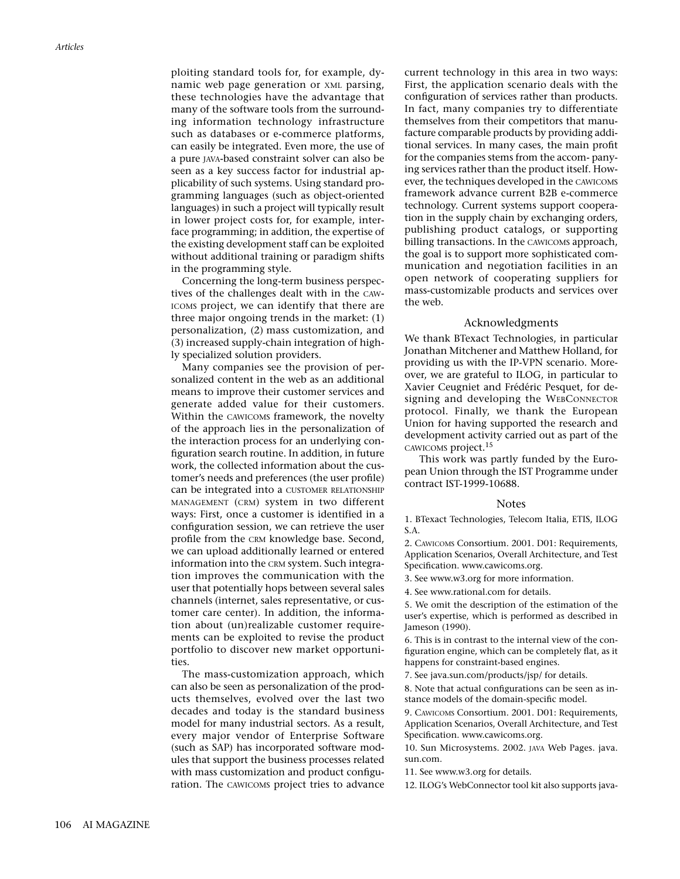ploiting standard tools for, for example, dynamic web page generation or XML parsing, these technologies have the advantage that many of the software tools from the surrounding information technology infrastructure such as databases or e-commerce platforms, can easily be integrated. Even more, the use of a pure JAVA-based constraint solver can also be seen as a key success factor for industrial applicability of such systems. Using standard programming languages (such as object-oriented languages) in such a project will typically result in lower project costs for, for example, interface programming; in addition, the expertise of the existing development staff can be exploited without additional training or paradigm shifts in the programming style.

Concerning the long-term business perspectives of the challenges dealt with in the CAWICOMS project, we can identify that there are three major ongoing trends in the market: (1) personalization, (2) mass customization, and (3) increased supply-chain integration of highly specialized solution providers.

Many companies see the provision of personalized content in the web as an additional means to improve their customer services and generate added value for their customers. Within the CAWICOMS framework, the novelty of the approach lies in the personalization of the interaction process for an underlying configuration search routine. In addition, in future work, the collected information about the customer's needs and preferences (the user profile) can be integrated into a CUSTOMER RELATIONSHIP MANAGEMENT (CRM) system in two different ways: First, once a customer is identified in a configuration session, we can retrieve the user profile from the CRM knowledge base. Second, we can upload additionally learned or entered information into the CRM system. Such integration improves the communication with the user that potentially hops between several sales channels (internet, sales representative, or customer care center). In addition, the information about (un)realizable customer requirements can be exploited to revise the product portfolio to discover new market opportunities.

The mass-customization approach, which can also be seen as personalization of the products themselves, evolved over the last two decades and today is the standard business model for many industrial sectors. As a result, every major vendor of Enterprise Software (such as SAP) has incorporated software modules that support the business processes related with mass customization and product configuration. The CAWICOMS project tries to advance current technology in this area in two ways: First, the application scenario deals with the configuration of services rather than products. In fact, many companies try to differentiate themselves from their competitors that manufacture comparable products by providing additional services. In many cases, the main profit for the companies stems from the accompanying services rather than the product itself. However, the techniques developed in the CAWICOMS framework advance current B2B e-commerce technology. Current systems support cooperation in the supply chain by exchanging orders, publishing product catalogs, or supporting billing transactions. In the CAWICOMS approach, the goal is to support more sophisticated communication and negotiation facilities in an open network of cooperating suppliers for mass-customizable products and services over the web.

## Acknowledgments

We thank BTexact Technologies, in particular Jonathan Mitchener and Matthew Holland, for providing us with the IP-VPN scenario. Moreover, we are grateful to ILOG, in particular to Xavier Ceugniet and Frédéric Pesquet, for designing and developing the WEBCONNECTOR protocol. Finally, we thank the European Union for having supported the research and development activity carried out as part of the CAWICOMS project.[15]

This work was partly funded by the European Union through the IST Programme under contract IST-1999-10688.

## Notes

1. BTexact Technologies, Telecom Italia, ETIS, ILOG S.A.

2. CAWICOMS Consortium. 2001. D01: Requirements, Application Scenarios, Overall Architecture, and Test Specification. www.cawicoms.org.

3. See www.w3.org for more information.

4. See www.rational.com for details.

5. We omit the description of the estimation of the user's expertise, which is performed as described in Jameson (1990).

6. This is in contrast to the internal view of the configuration engine, which can be completely flat, as it happens for constraint-based engines.

7. See java.sun.com/products/jsp/ for details.

8. Note that actual configurations can be seen as instance models of the domain-specific model.

9. CAWICOMS Consortium. 2001. D01: Requirements, Application Scenarios, Overall Architecture, and Test Specification. www.cawicoms.org.

10. Sun Microsystems. 2002. JAVA Web Pages. java.sun.com.

11. See www.w3.org for details.

12. ILOG's WebConnector tool kit also supports java-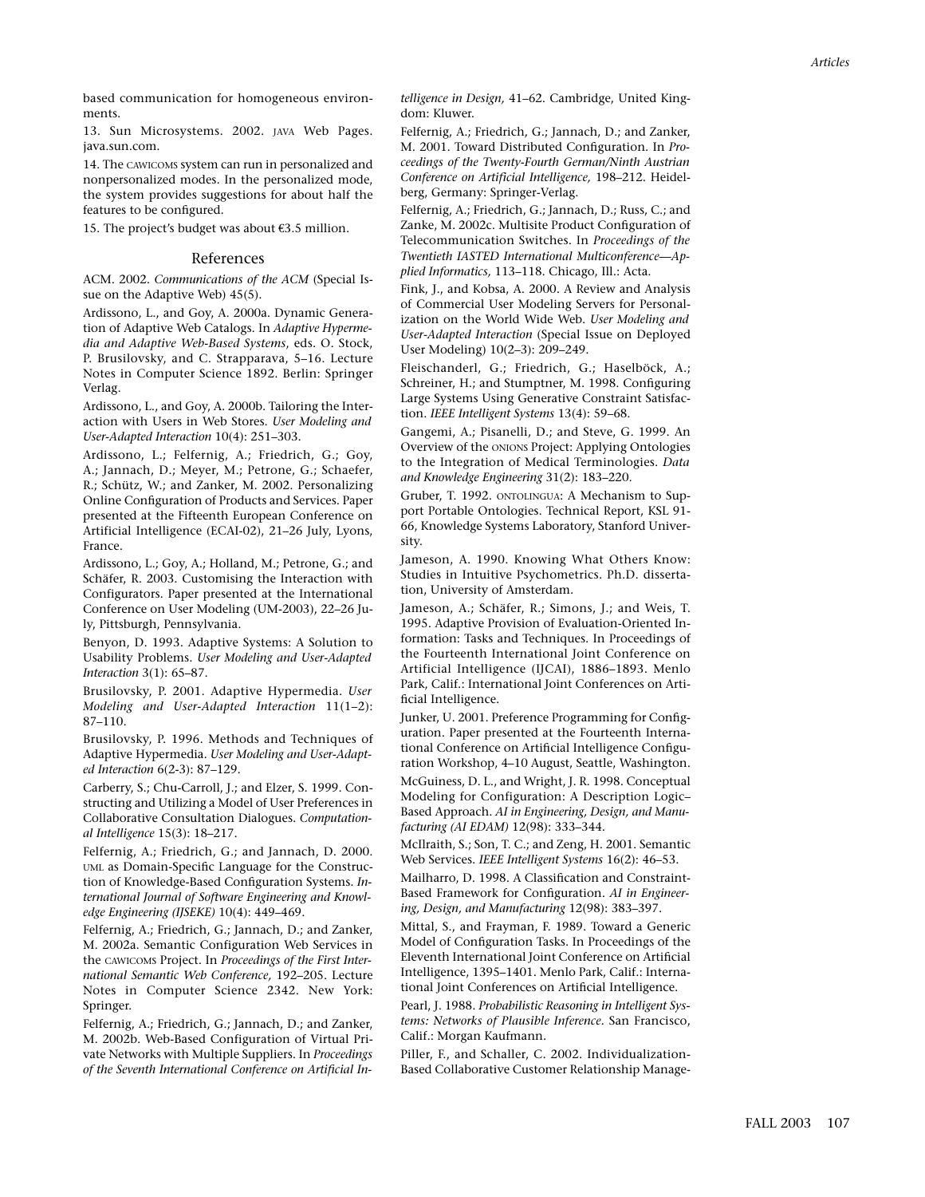based communication for homogeneous environments.

13. Sun Microsystems. 2002. JAVA Web Pages. java.sun.com.

14. The CAWICOMS system can run in personalized and nonpersonalized modes. In the personalized mode, the system provides suggestions for about half the features to be configured.

15. The project's budget was about €3.5 million.

## References

ACM. 2002. *Communications of the ACM* (Special Issue on the Adaptive Web) 45(5).

Ardissono, L., and Goy, A. 2000a. Dynamic Generation of Adaptive Web Catalogs. In *Adaptive Hypermedia and Adaptive Web-Based Systems*, eds. O. Stock, P. Brusilovsky, and C. Strapparava, 5–16. Lecture Notes in Computer Science 1892. Berlin: Springer Verlag.

Ardissono, L., and Goy, A. 2000b. Tailoring the Interaction with Users in Web Stores. *User Modeling and User-Adapted Interaction* 10(4): 251–303.

Ardissono, L.; Felfernig, A.; Friedrich, G.; Goy, A.; Jannach, D.; Meyer, M.; Petrone, G.; Schaefer, R.; Schütz, W.; and Zanker, M. 2002. Personalizing Online Configuration of Products and Services. Paper presented at the Fifteenth European Conference on Artificial Intelligence (ECAI-02), 21–26 July, Lyons, France.

Ardissono, L.; Goy, A.; Holland, M.; Petrone, G.; and Schäfer, R. 2003. Customising the Interaction with Configurators. Paper presented at the International Conference on User Modeling (UM-2003), 22–26 July, Pittsburgh, Pennsylvania.

Benyon, D. 1993. Adaptive Systems: A Solution to Usability Problems. *User Modeling and User-Adapted Interaction* 3(1): 65–87.

Brusilovsky, P. 2001. Adaptive Hypermedia. *User Modeling and User-Adapted Interaction* 11(1–2): 87–110.

Brusilovsky, P. 1996. Methods and Techniques of Adaptive Hypermedia. *User Modeling and User-Adapted Interaction* 6(2-3): 87–129.

Carberry, S.; Chu-Carroll, J.; and Elzer, S. 1999. Constructing and Utilizing a Model of User Preferences in Collaborative Consultation Dialogues. *Computational Intelligence* 15(3): 18–217.

Felfernig, A.; Friedrich, G.; and Jannach, D. 2000. UML as Domain-Specific Language for the Construction of Knowledge-Based Configuration Systems. *International Journal of Software Engineering and Knowledge Engineering (IJSEKE)* 10(4): 449–469.

Felfernig, A.; Friedrich, G.; Jannach, D.; and Zanker, M. 2002a. Semantic Configuration Web Services in the CAWICOMS Project. In *Proceedings of the First International Semantic Web Conference,* 192–205. Lecture Notes in Computer Science 2342. New York: Springer.

Felfernig, A.; Friedrich, G.; Jannach, D.; and Zanker, M. 2002b. Web-Based Configuration of Virtual Private Networks with Multiple Suppliers. In *Proceedings of the Seventh International Conference on Artificial Intelligence in Design,* 41–62. Cambridge, United Kingdom: Kluwer.

Felfernig, A.; Friedrich, G.; Jannach, D.; and Zanker, M. 2001. Toward Distributed Configuration. In *Proceedings of the Twenty-Fourth German/Ninth Austrian Conference on Artificial Intelligence,* 198–212. Heidelberg, Germany: Springer-Verlag.

Felfernig, A.; Friedrich, G.; Jannach, D.; Russ, C.; and Zanke, M. 2002c. Multisite Product Configuration of Telecommunication Switches. In *Proceedings of the Twentieth IASTED International Multiconference—Applied Informatics,* 113–118. Chicago, Ill.: Acta.

Fink, J., and Kobsa, A. 2000. A Review and Analysis of Commercial User Modeling Servers for Personalization on the World Wide Web. *User Modeling and User-Adapted Interaction* (Special Issue on Deployed User Modeling) 10(2–3): 209–249.

Fleischanderl, G.; Friedrich, G.; Haselböck, A.; Schreiner, H.; and Stumptner, M. 1998. Configuring Large Systems Using Generative Constraint Satisfaction. *IEEE Intelligent Systems* 13(4): 59–68.

Gangemi, A.; Pisanelli, D.; and Steve, G. 1999. An Overview of the ONIONS Project: Applying Ontologies to the Integration of Medical Terminologies. *Data and Knowledge Engineering* 31(2): 183–220.

Gruber, T. 1992. ONTOLINGUA: A Mechanism to Support Portable Ontologies. Technical Report, KSL 91-66, Knowledge Systems Laboratory, Stanford University.

Jameson, A. 1990. Knowing What Others Know: Studies in Intuitive Psychometrics. Ph.D. dissertation, University of Amsterdam.

Jameson, A.; Schäfer, R.; Simons, J.; and Weis, T. 1995. Adaptive Provision of Evaluation-Oriented Information: Tasks and Techniques. In Proceedings of the Fourteenth International Joint Conference on Artificial Intelligence (IJCAI), 1886–1893. Menlo Park, Calif.: International Joint Conferences on Artificial Intelligence.

Junker, U. 2001. Preference Programming for Configuration. Paper presented at the Fourteenth International Conference on Artificial Intelligence Configuration Workshop, 4–10 August, Seattle, Washington.

McGuiness, D. L., and Wright, J. R. 1998. Conceptual Modeling for Configuration: A Description Logic–Based Approach. *AI in Engineering, Design, and Manufacturing (AI EDAM)* 12(98): 333–344.

McIlraith, S.; Son, T. C.; and Zeng, H. 2001. Semantic Web Services. *IEEE Intelligent Systems* 16(2): 46–53.

Mailharro, D. 1998. A Classification and Constraint-Based Framework for Configuration. *AI in Engineering, Design, and Manufacturing* 12(98): 383–397.

Mittal, S., and Frayman, F. 1989. Toward a Generic Model of Configuration Tasks. In Proceedings of the Eleventh International Joint Conference on Artificial Intelligence, 1395–1401. Menlo Park, Calif.: International Joint Conferences on Artificial Intelligence.

Pearl, J. 1988. *Probabilistic Reasoning in Intelligent Systems: Networks of Plausible Inference*. San Francisco, Calif.: Morgan Kaufmann.

Piller, F., and Schaller, C. 2002. Individualization-Based Collaborative Customer Relationship Manage-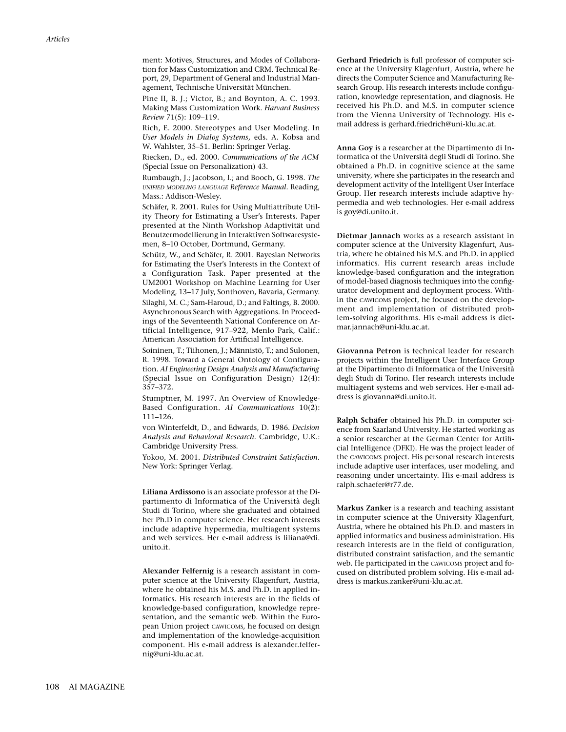ment: Motives, Structures, and Modes of Collaboration for Mass Customization and CRM. Technical Report, 29, Department of General and Industrial Management, Technische Universität München.

Pine II, B. J.; Victor, B.; and Boynton, A. C. 1993. Making Mass Customization Work. *Harvard Business Review* 71(5): 109–119.

Rich, E. 2000. Stereotypes and User Modeling. In *User Models in Dialog Systems,* eds. A. Kobsa and W. Wahlster, 35–51. Berlin: Springer Verlag.

Riecken, D., ed. 2000. *Communications of the ACM* (Special Issue on Personalization) 43.

Rumbaugh, J.; Jacobson, I.; and Booch, G. 1998. *The UNIFIED MODELING LANGUAGE Reference Manual*. Reading, Mass.: Addison-Wesley.

Schäfer, R. 2001. Rules for Using Multiattribute Utility Theory for Estimating a User's Interests. Paper presented at the Ninth Workshop Adaptivität und Benutzermodellierung in Interaktiven Softwaresystemen, 8–10 October, Dortmund, Germany.

Schütz, W., and Schäfer, R. 2001. Bayesian Networks for Estimating the User's Interests in the Context of a Configuration Task. Paper presented at the UM2001 Workshop on Machine Learning for User Modeling, 13–17 July, Sonthoven, Bavaria, Germany.

Silaghi, M. C.; Sam-Haroud, D.; and Faltings, B. 2000. Asynchronous Search with Aggregations. In Proceedings of the Seventeenth National Conference on Artificial Intelligence, 917–922, Menlo Park, Calif.: American Association for Artificial Intelligence.

Soininen, T.; Tiihonen, J.; Männistö, T.; and Sulonen, R. 1998. Toward a General Ontology of Configuration. *AI Engineering Design Analysis and Manufacturing* (Special Issue on Configuration Design) 12(4): 357–372.

Stumptner, M. 1997. An Overview of Knowledge-Based Configuration. *AI Communications* 10(2): 111–126.

von Winterfeldt, D., and Edwards, D. 1986. *Decision Analysis and Behavioral Research*. Cambridge, U.K.: Cambridge University Press.

Yokoo, M. 2001. *Distributed Constraint Satisfaction*. New York: Springer Verlag.

**Liliana Ardissono** is an associate professor at the Dipartimento di Informatica of the Università degli Studi di Torino, where she graduated and obtained her Ph.D in computer science. Her research interests include adaptive hypermedia, multiagent systems and web services. Her e-mail address is liliana@di.unito.it.

**Alexander Felfernig** is a research assistant in computer science at the University Klagenfurt, Austria, where he obtained his M.S. and Ph.D. in applied informatics. His research interests are in the fields of knowledge-based configuration, knowledge representation, and the semantic web. Within the European Union project CAWICOMS, he focused on design and implementation of the knowledge-acquisition component. His e-mail address is alexander.felfernig@uni-klu.ac.at.

**Gerhard Friedrich** is full professor of computer science at the University Klagenfurt, Austria, where he directs the Computer Science and Manufacturing Research Group. His research interests include configuration, knowledge representation, and diagnosis. He received his Ph.D. and M.S. in computer science from the Vienna University of Technology. His e-mail address is gerhard.friedrich@uni-klu.ac.at.

**Anna Goy** is a researcher at the Dipartimento di Informatica of the Università degli Studi di Torino. She obtained a Ph.D. in cognitive science at the same university, where she participates in the research and development activity of the Intelligent User Interface Group. Her research interests include adaptive hypermedia and web technologies. Her e-mail address is goy@di.unito.it.

**Dietmar Jannach** works as a research assistant in computer science at the University Klagenfurt, Austria, where he obtained his M.S. and Ph.D. in applied informatics. His current research areas include knowledge-based configuration and the integration of model-based diagnosis techniques into the configurator development and deployment process. Within the CAWICOMS project, he focused on the development and implementation of distributed problem-solving algorithms. His e-mail address is dietmar.jannach@uni-klu.ac.at.

**Giovanna Petron** is technical leader for research projects within the Intelligent User Interface Group at the Dipartimento di Informatica of the Università degli Studi di Torino. Her research interests include multiagent systems and web services. Her e-mail address is giovanna@di.unito.it.

**Ralph Schäfer** obtained his Ph.D. in computer science from Saarland University. He started working as a senior researcher at the German Center for Artificial Intelligence (DFKI). He was the project leader of the CAWICOMS project. His personal research interests include adaptive user interfaces, user modeling, and reasoning under uncertainty. His e-mail address is ralph.schaefer@r77.de.

**Markus Zanker** is a research and teaching assistant in computer science at the University Klagenfurt, Austria, where he obtained his Ph.D. and masters in applied informatics and business administration. His research interests are in the field of configuration, distributed constraint satisfaction, and the semantic web. He participated in the CAWICOMS project and focused on distributed problem solving. His e-mail address is markus.zanker@uni-klu.ac.at.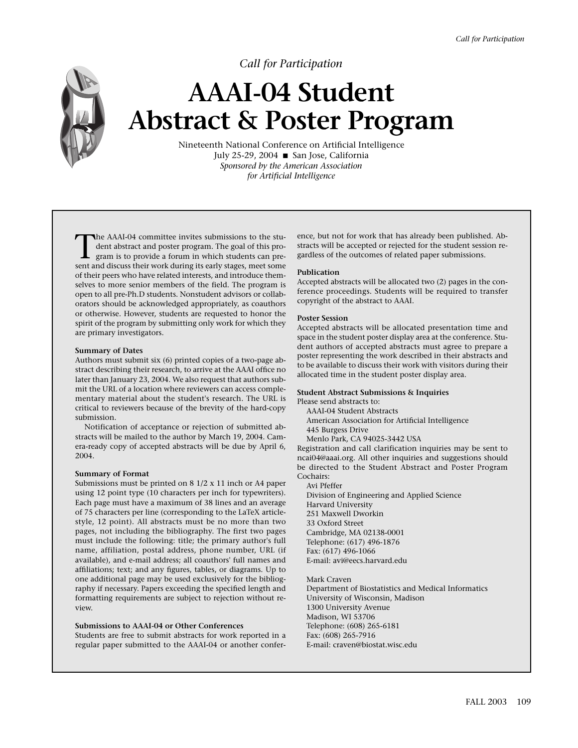*Call for Participation*

# AAAI-04 Student Abstract & Poster Program

Nineteenth National Conference on Artificial Intelligence
July 25-29, 2004 ■ San Jose, California
*Sponsored by the American Association for Artificial Intelligence*

The AAAI-04 committee invites submissions to the student abstract and poster program. The goal of this program is to provide a forum in which students can present and discuss their work during its early stages, meet some of their peers who have related interests, and introduce themselves to more senior members of the field. The program is open to all pre-Ph.D students. Nonstudent advisors or collaborators should be acknowledged appropriately, as coauthors or otherwise. However, students are requested to honor the spirit of the program by submitting only work for which they are primary investigators.

**Summary of Dates**

Authors must submit six (6) printed copies of a two-page abstract describing their research, to arrive at the AAAI office no later than January 23, 2004. We also request that authors submit the URL of a location where reviewers can access complementary material about the student's research. The URL is critical to reviewers because of the brevity of the hard-copy submission.

Notification of acceptance or rejection of submitted abstracts will be mailed to the author by March 19, 2004. Camera-ready copy of accepted abstracts will be due by April 6, 2004.

**Summary of Format**

Submissions must be printed on 8 1/2 x 11 inch or A4 paper using 12 point type (10 characters per inch for typewriters). Each page must have a maximum of 38 lines and an average of 75 characters per line (corresponding to the LaTeX article-style, 12 point). All abstracts must be no more than two pages, not including the bibliography. The first two pages must include the following: title; the primary author's full name, affiliation, postal address, phone number, URL (if available), and e-mail address; all coauthors' full names and affiliations; text; and any figures, tables, or diagrams. Up to one additional page may be used exclusively for the bibliography if necessary. Papers exceeding the specified length and formatting requirements are subject to rejection without review.

**Submissions to AAAI-04 or Other Conferences**

Students are free to submit abstracts for work reported in a regular paper submitted to the AAAI-04 or another conference, but not for work that has already been published. Abstracts will be accepted or rejected for the student session regardless of the outcomes of related paper submissions.

**Publication**

Accepted abstracts will be allocated two (2) pages in the conference proceedings. Students will be required to transfer copyright of the abstract to AAAI.

**Poster Session**

Accepted abstracts will be allocated presentation time and space in the student poster display area at the conference. Student authors of accepted abstracts must agree to prepare a poster representing the work described in their abstracts and to be available to discuss their work with visitors during their allocated time in the student poster display area.

**Student Abstract Submissions & Inquiries**

Please send abstracts to:

AAAI-04 Student Abstracts
American Association for Artificial Intelligence
445 Burgess Drive
Menlo Park, CA 94025-3442 USA

Registration and call clarification inquiries may be sent to ncai04@aaai.org. All other inquiries and suggestions should be directed to the Student Abstract and Poster Program Cochairs:

Avi Pfeffer
Division of Engineering and Applied Science
Harvard University
251 Maxwell Dworkin
33 Oxford Street
Cambridge, MA 02138-0001
Telephone: (617) 496-1876
Fax: (617) 496-1066
E-mail: avi@eecs.harvard.edu

Mark Craven
Department of Biostatistics and Medical Informatics
University of Wisconsin, Madison
1300 University Avenue
Madison, WI 53706
Telephone: (608) 265-6181
Fax: (608) 265-7916
E-mail: craven@biostat.wisc.edu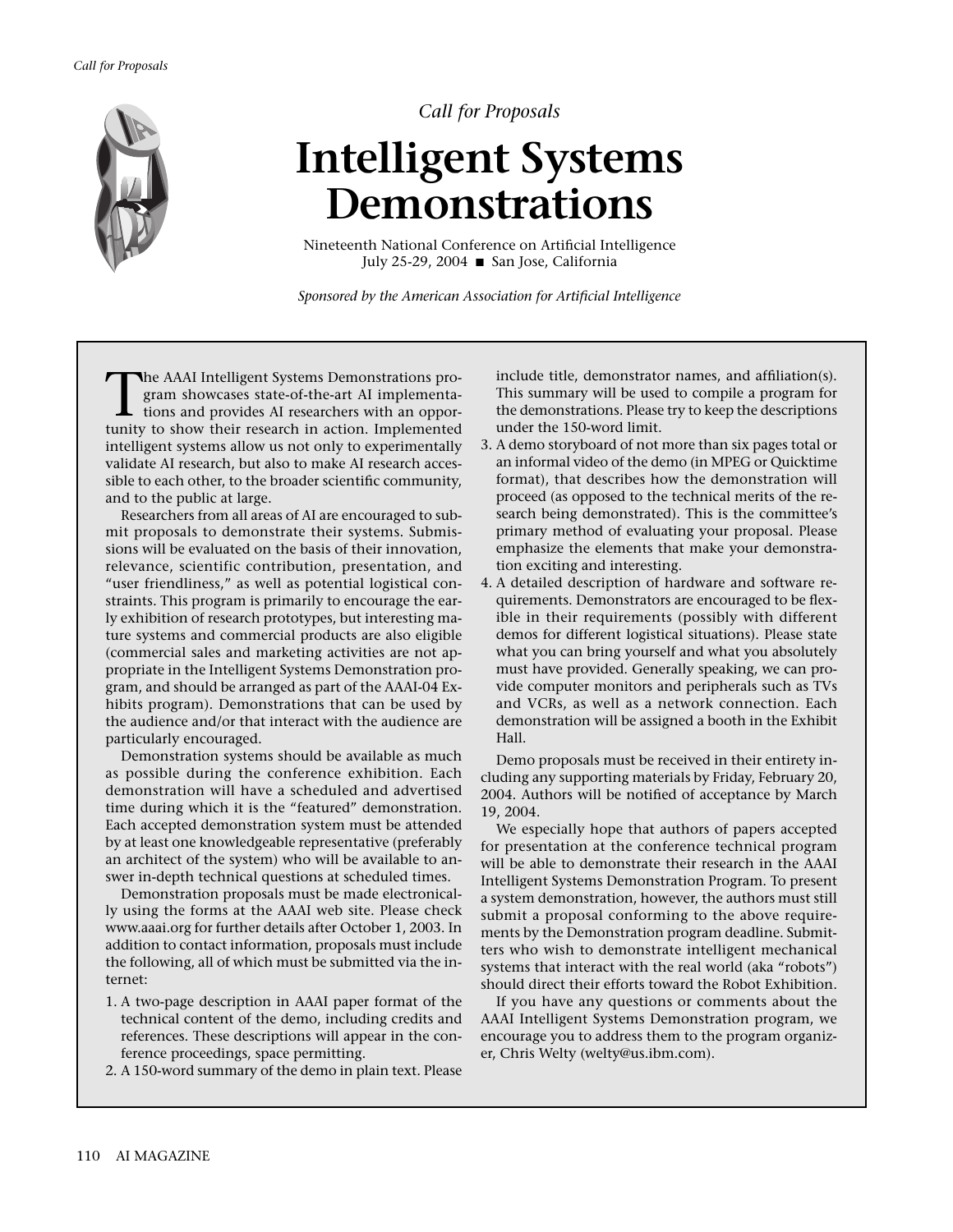*Call for Proposals*

# Intelligent Systems Demonstrations

Nineteenth National Conference on Artificial Intelligence
July 25-29, 2004 ■ San Jose, California

*Sponsored by the American Association for Artificial Intelligence*

The AAAI Intelligent Systems Demonstrations program showcases state-of-the-art AI implementations and provides AI researchers with an opportunity to show their research in action. Implemented intelligent systems allow us not only to experimentally validate AI research, but also to make AI research accessible to each other, to the broader scientific community, and to the public at large.

Researchers from all areas of AI are encouraged to submit proposals to demonstrate their systems. Submissions will be evaluated on the basis of their innovation, relevance, scientific contribution, presentation, and "user friendliness," as well as potential logistical constraints. This program is primarily to encourage the early exhibition of research prototypes, but interesting mature systems and commercial products are also eligible (commercial sales and marketing activities are not appropriate in the Intelligent Systems Demonstration program, and should be arranged as part of the AAAI-04 Exhibits program). Demonstrations that can be used by the audience and/or that interact with the audience are particularly encouraged.

Demonstration systems should be available as much as possible during the conference exhibition. Each demonstration will have a scheduled and advertised time during which it is the "featured" demonstration. Each accepted demonstration system must be attended by at least one knowledgeable representative (preferably an architect of the system) who will be available to answer in-depth technical questions at scheduled times.

Demonstration proposals must be made electronically using the forms at the AAAI web site. Please check www.aaai.org for further details after October 1, 2003. In addition to contact information, proposals must include the following, all of which must be submitted via the internet:

1. A two-page description in AAAI paper format of the technical content of the demo, including credits and references. These descriptions will appear in the conference proceedings, space permitting.
2. A 150-word summary of the demo in plain text. Please include title, demonstrator names, and affiliation(s). This summary will be used to compile a program for the demonstrations. Please try to keep the descriptions under the 150-word limit.
3. A demo storyboard of not more than six pages total or an informal video of the demo (in MPEG or Quicktime format), that describes how the demonstration will proceed (as opposed to the technical merits of the research being demonstrated). This is the committee's primary method of evaluating your proposal. Please emphasize the elements that make your demonstration exciting and interesting.
4. A detailed description of hardware and software requirements. Demonstrators are encouraged to be flexible in their requirements (possibly with different demos for different logistical situations). Please state what you can bring yourself and what you absolutely must have provided. Generally speaking, we can provide computer monitors and peripherals such as TVs and VCRs, as well as a network connection. Each demonstration will be assigned a booth in the Exhibit Hall.

Demo proposals must be received in their entirety including any supporting materials by Friday, February 20, 2004. Authors will be notified of acceptance by March 19, 2004.

We especially hope that authors of papers accepted for presentation at the conference technical program will be able to demonstrate their research in the AAAI Intelligent Systems Demonstration Program. To present a system demonstration, however, the authors must still submit a proposal conforming to the above requirements by the Demonstration program deadline. Submitters who wish to demonstrate intelligent mechanical systems that interact with the real world (aka "robots") should direct their efforts toward the Robot Exhibition.

If you have any questions or comments about the AAAI Intelligent Systems Demonstration program, we encourage you to address them to the program organizer, Chris Welty (welty@us.ibm.com).